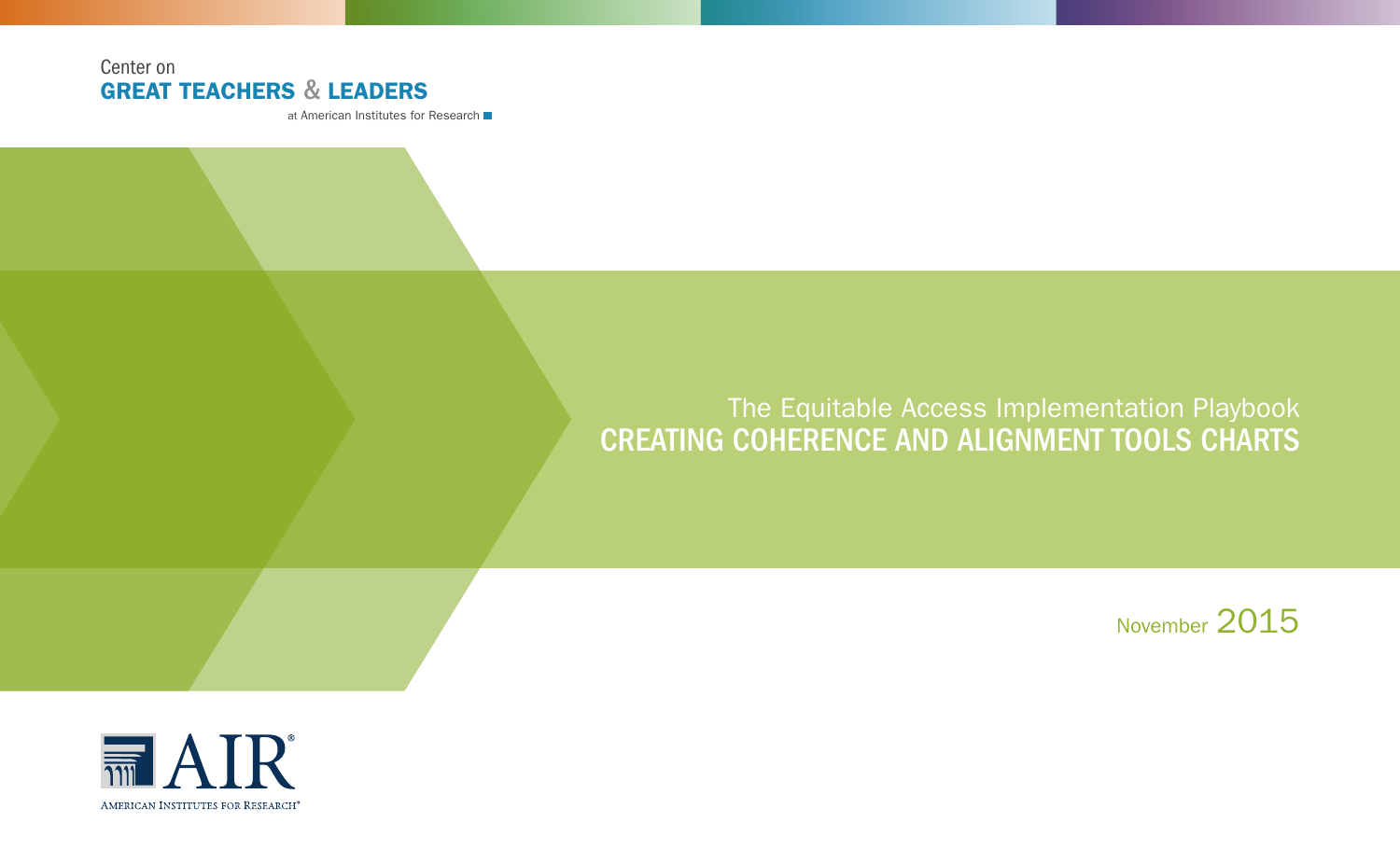Center on
**GREAT TEACHERS & LEADERS**
at American Institutes for Research

# The Equitable Access Implementation Playbook
# CREATING COHERENCE AND ALIGNMENT TOOLS CHARTS

November 2015

AIR
AMERICAN INSTITUTES FOR RESEARCH®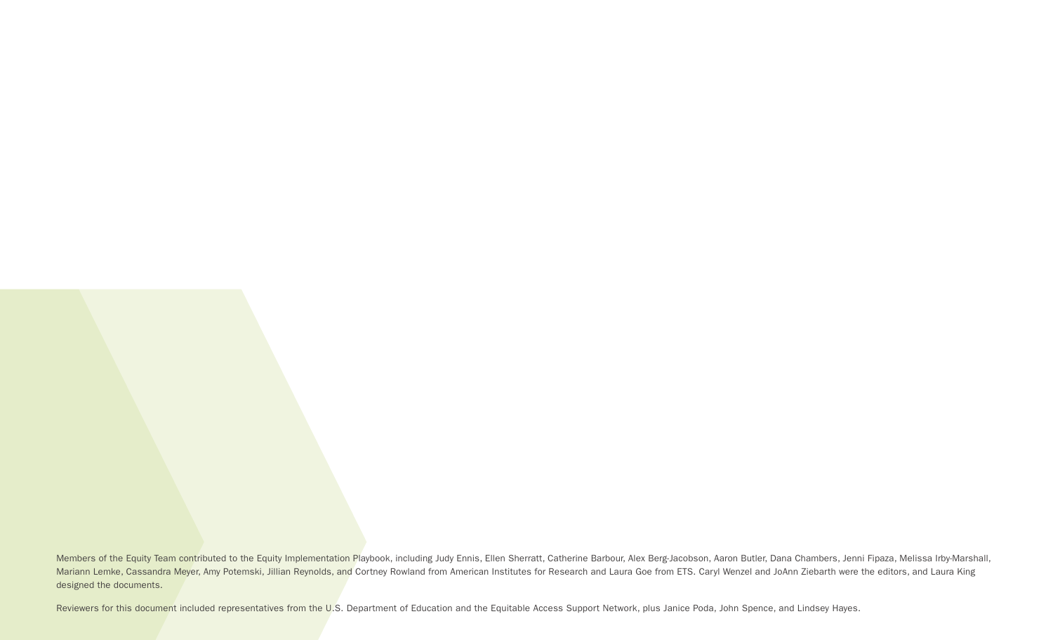Members of the Equity Team contributed to the Equity Implementation Playbook, including Judy Ennis, Ellen Sherratt, Catherine Barbour, Alex Berg-Jacobson, Aaron Butler, Dana Chambers, Jenni Fipaza, Melissa Irby-Marshall, Mariann Lemke, Cassandra Meyer, Amy Potemski, Jillian Reynolds, and Cortney Rowland from American Institutes for Research and Laura Goe from ETS. Caryl Wenzel and JoAnn Ziebarth were the editors, and Laura King designed the documents.

Reviewers for this document included representatives from the U.S. Department of Education and the Equitable Access Support Network, plus Janice Poda, John Spence, and Lindsey Hayes.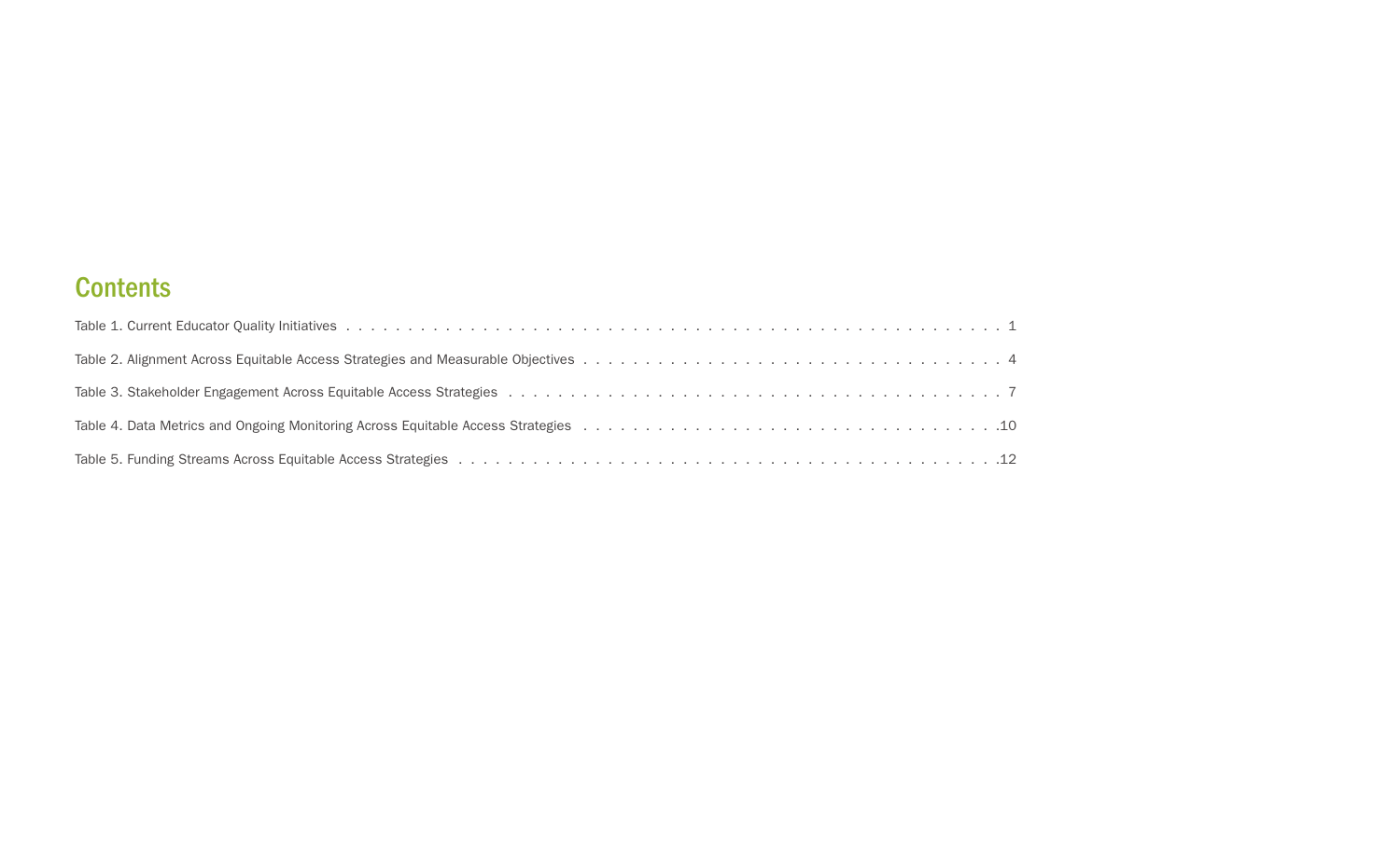## Contents

Table 1. Current Educator Quality Initiatives . . . . . . . . . . . . . . . . . . . . . . . . . . . . . . . . . . . . . . . . . . . . . . . . . . . . . . . . . . . . . . . . 1

Table 2. Alignment Across Equitable Access Strategies and Measurable Objectives . . . . . . . . . . . . . . . . . . . . . . . . . . . . . . . . . . . . . 4

Table 3. Stakeholder Engagement Across Equitable Access Strategies . . . . . . . . . . . . . . . . . . . . . . . . . . . . . . . . . . . . . . . . . . 7

Table 4. Data Metrics and Ongoing Monitoring Across Equitable Access Strategies . . . . . . . . . . . . . . . . . . . . . . . . . . . . . . . . . . . . .10

Table 5. Funding Streams Across Equitable Access Strategies . . . . . . . . . . . . . . . . . . . . . . . . . . . . . . . . . . . . . . . . . . . . . .12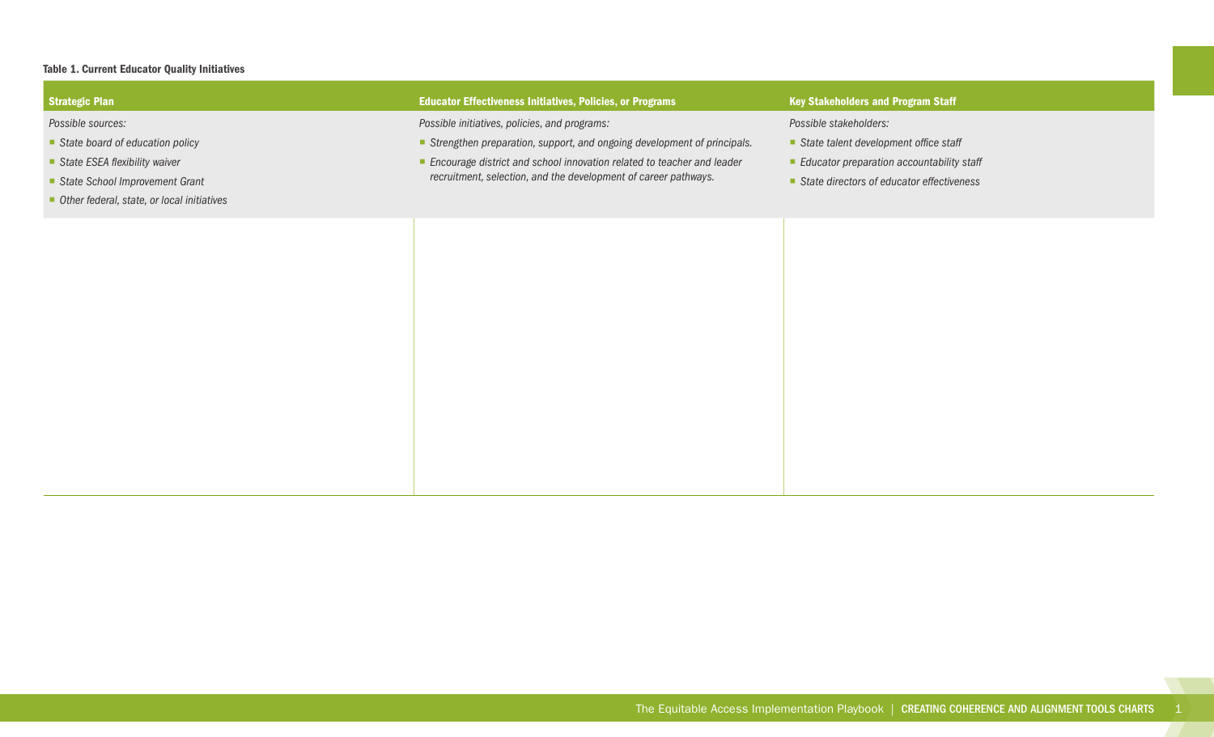**Table 1. Current Educator Quality Initiatives**

| Strategic Plan | Educator Effectiveness Initiatives, Policies, or Programs | Key Stakeholders and Program Staff |
|---|---|---|
| *Possible sources:*<br>▪ *State board of education policy*<br>▪ *State ESEA flexibility waiver*<br>▪ *State School Improvement Grant*<br>▪ *Other federal, state, or local initiatives* | *Possible initiatives, policies, and programs:*<br>▪ *Strengthen preparation, support, and ongoing development of principals.*<br>▪ *Encourage district and school innovation related to teacher and leader recruitment, selection, and the development of career pathways.* | *Possible stakeholders:*<br>▪ *State talent development office staff*<br>▪ *Educator preparation accountability staff*<br>▪ *State directors of educator effectiveness* |
| | | |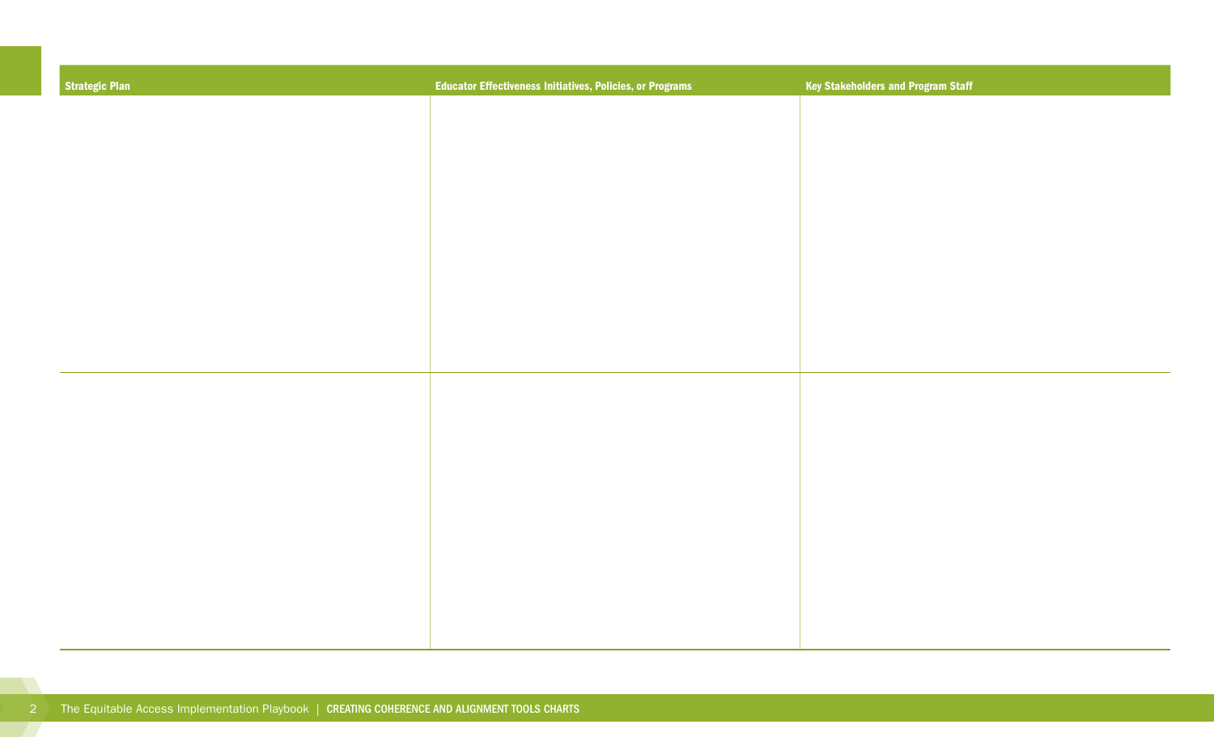| Strategic Plan | Educator Effectiveness Initiatives, Policies, or Programs | Key Stakeholders and Program Staff |
| --- | --- | --- |
| | | |
| | | |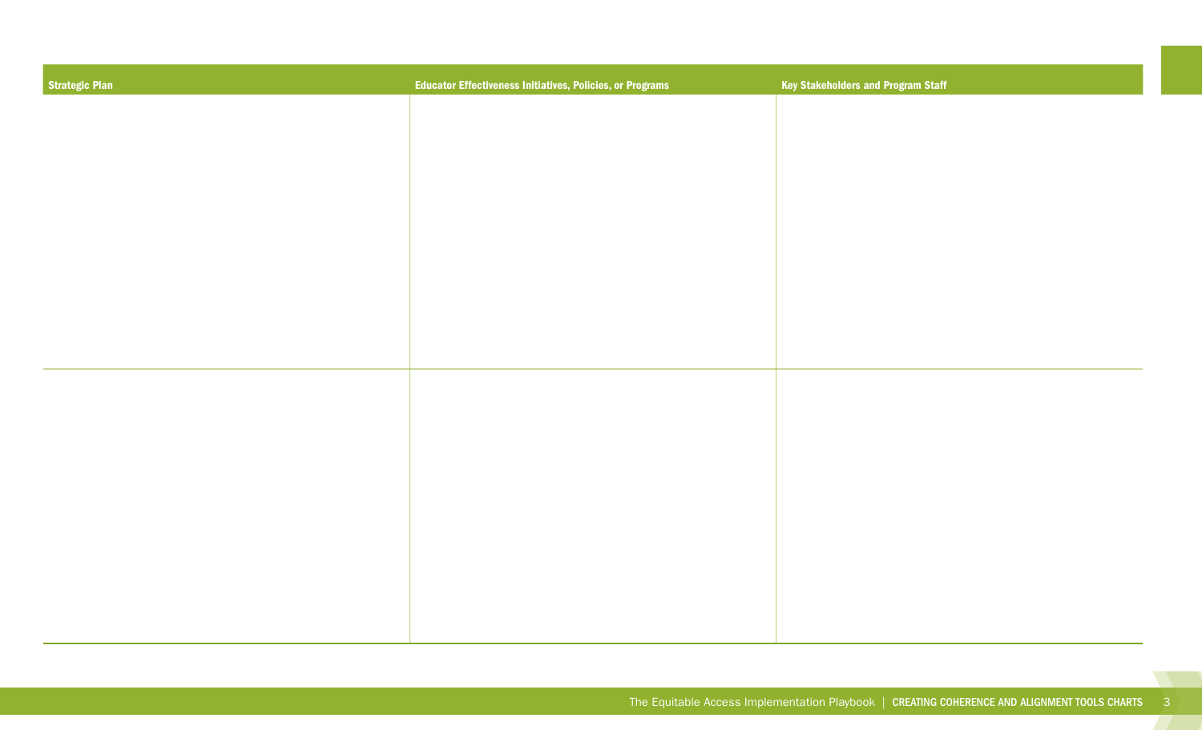| Strategic Plan | Educator Effectiveness Initiatives, Policies, or Programs | Key Stakeholders and Program Staff |
| --- | --- | --- |
| | | |
| | | |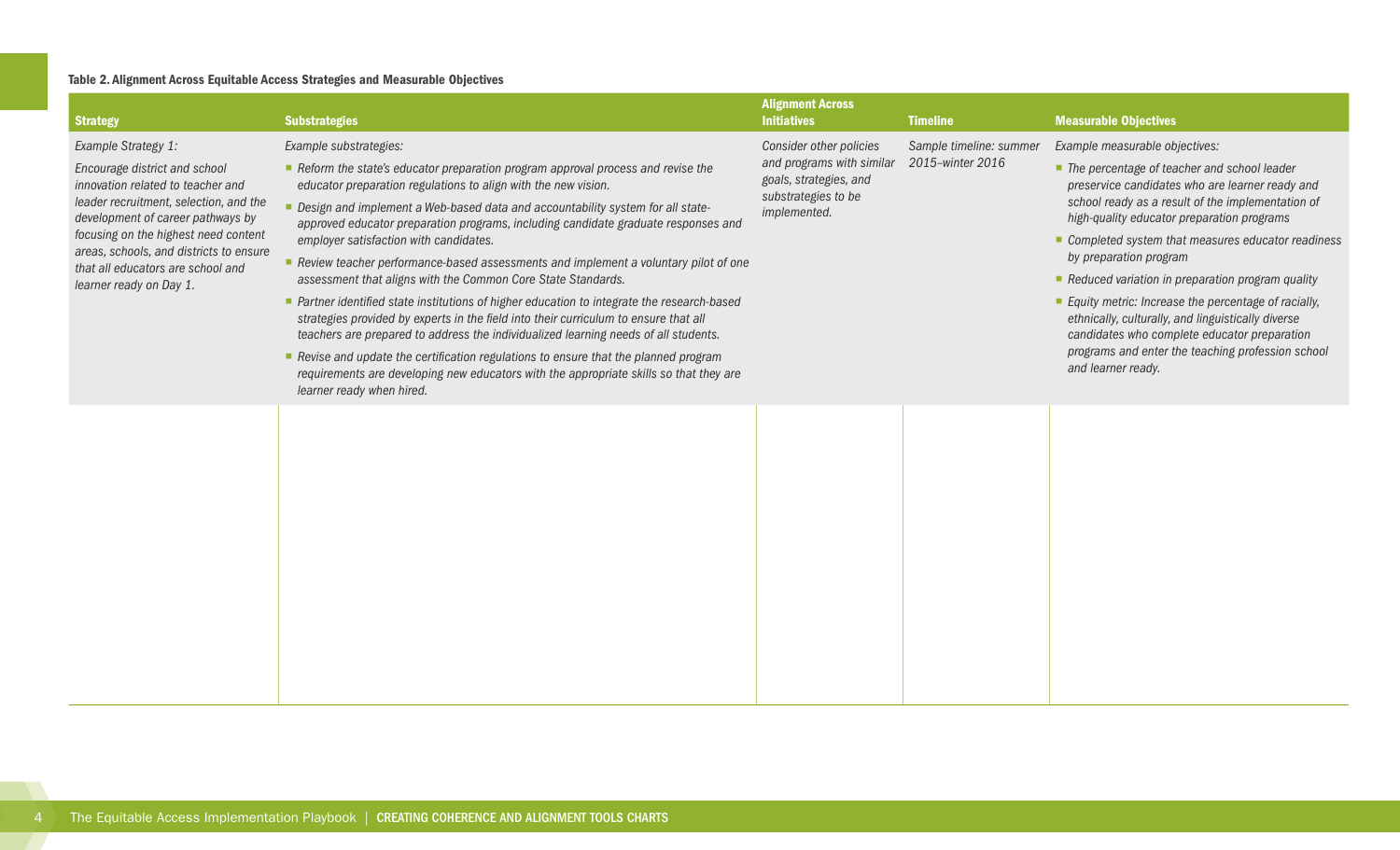**Table 2. Alignment Across Equitable Access Strategies and Measurable Objectives**

| Strategy | Substrategies | Alignment Across Initiatives | Timeline | Measurable Objectives |
|---|---|---|---|---|
| *Example Strategy 1:*<br><br>*Encourage district and school innovation related to teacher and leader recruitment, selection, and the development of career pathways by focusing on the highest need content areas, schools, and districts to ensure that all educators are school and learner ready on Day 1.* | *Example substrategies:*<br><br>▪ *Reform the state's educator preparation program approval process and revise the educator preparation regulations to align with the new vision.*<br>▪ *Design and implement a Web-based data and accountability system for all state-approved educator preparation programs, including candidate graduate responses and employer satisfaction with candidates.*<br>▪ *Review teacher performance-based assessments and implement a voluntary pilot of one assessment that aligns with the Common Core State Standards.*<br>▪ *Partner identified state institutions of higher education to integrate the research-based strategies provided by experts in the field into their curriculum to ensure that all teachers are prepared to address the individualized learning needs of all students.*<br>▪ *Revise and update the certification regulations to ensure that the planned program requirements are developing new educators with the appropriate skills so that they are learner ready when hired.* | *Consider other policies and programs with similar goals, strategies, and substrategies to be implemented.* | *Sample timeline: summer 2015–winter 2016* | *Example measurable objectives:*<br><br>▪ *The percentage of teacher and school leader preservice candidates who are learner ready and school ready as a result of the implementation of high-quality educator preparation programs*<br>▪ *Completed system that measures educator readiness by preparation program*<br>▪ *Reduced variation in preparation program quality*<br>▪ *Equity metric: Increase the percentage of racially, ethnically, culturally, and linguistically diverse candidates who complete educator preparation programs and enter the teaching profession school and learner ready.* |
| | | | | |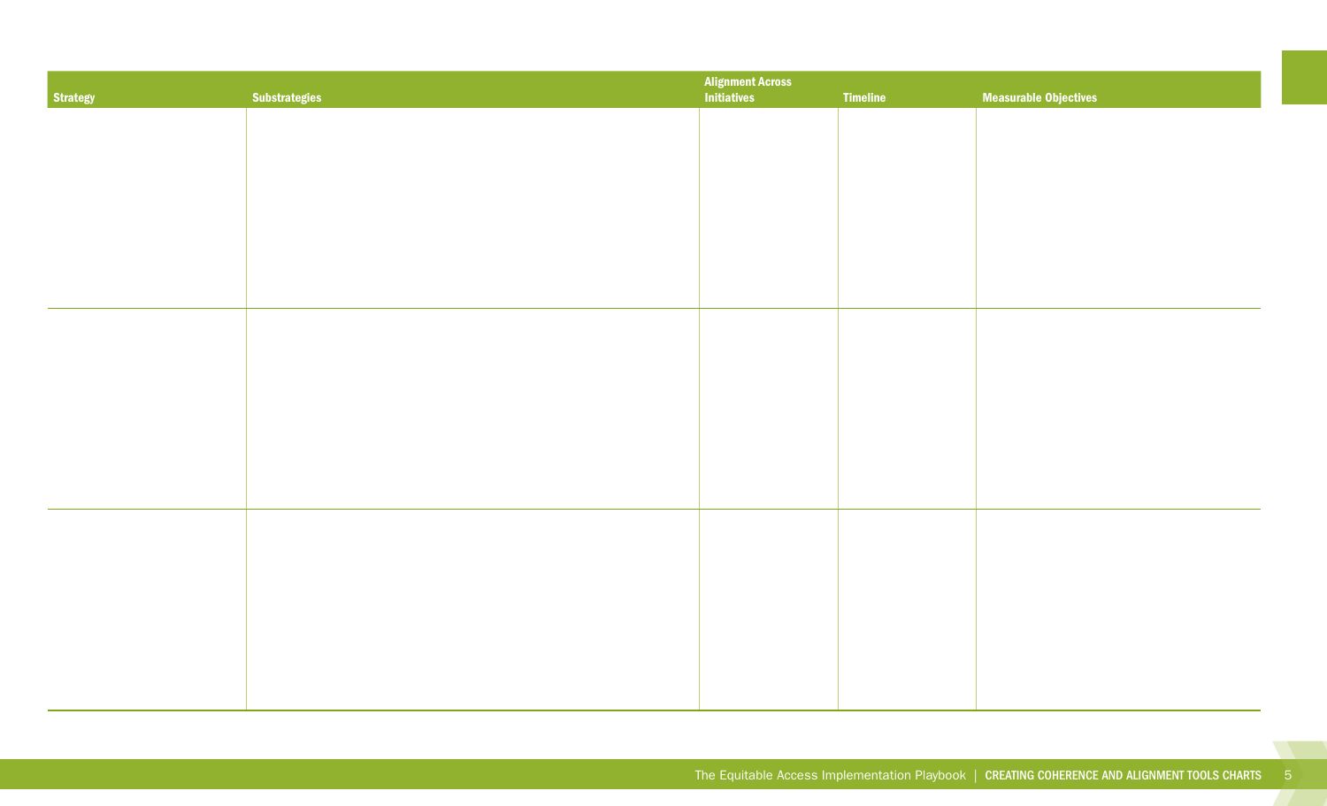| Strategy | Substrategies | Alignment Across Initiatives | Timeline | Measurable Objectives |
|---|---|---|---|---|
| | | | | |
| | | | | |
| | | | | |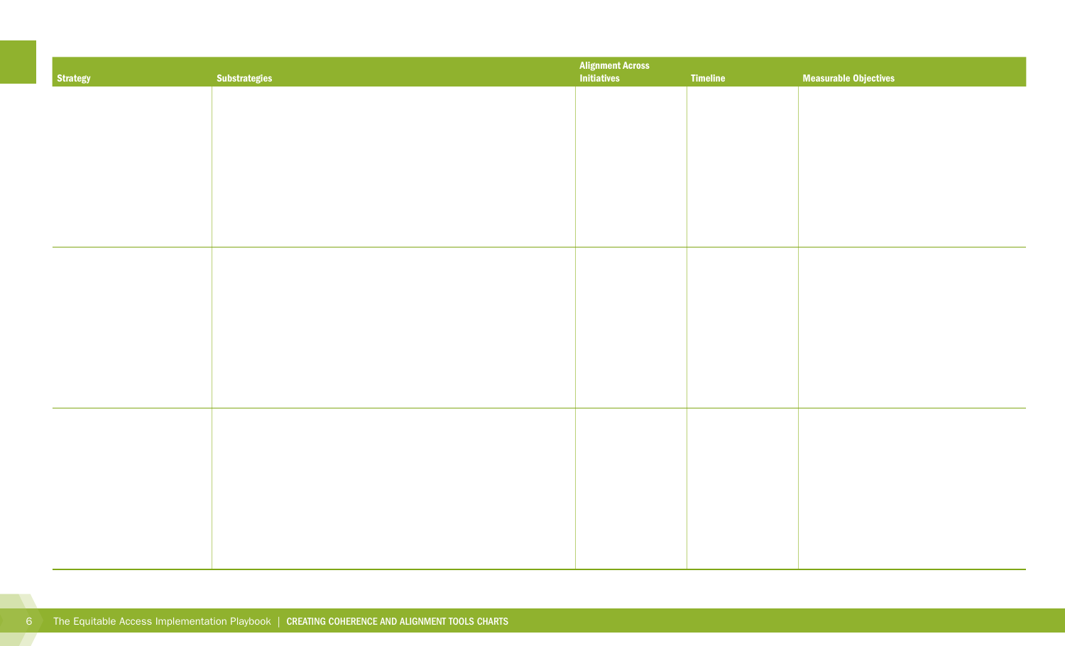| Strategy | Substrategies | Alignment Across Initiatives | Timeline | Measurable Objectives |
|---|---|---|---|---|
| | | | | |
| | | | | |
| | | | | |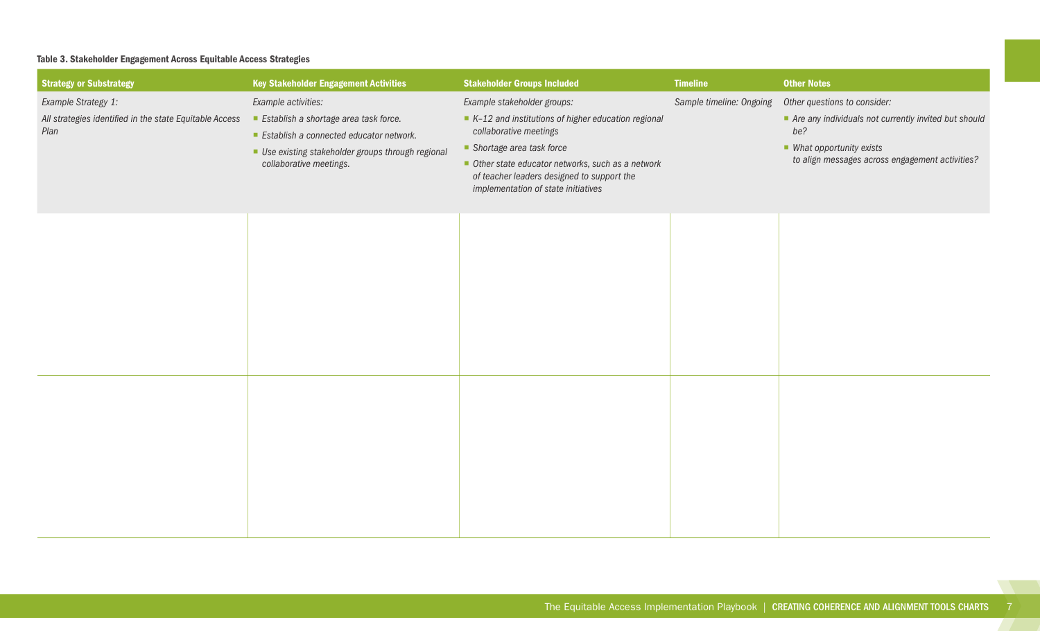**Table 3. Stakeholder Engagement Across Equitable Access Strategies**

| Strategy or Substrategy | Key Stakeholder Engagement Activities | Stakeholder Groups Included | Timeline | Other Notes |
|---|---|---|---|---|
| *Example Strategy 1:*<br>*All strategies identified in the state Equitable Access Plan* | *Example activities:*<br>■ *Establish a shortage area task force.*<br>■ *Establish a connected educator network.*<br>■ *Use existing stakeholder groups through regional collaborative meetings.* | *Example stakeholder groups:*<br>■ *K–12 and institutions of higher education regional collaborative meetings*<br>■ *Shortage area task force*<br>■ *Other state educator networks, such as a network of teacher leaders designed to support the implementation of state initiatives* | *Sample timeline: Ongoing* | *Other questions to consider:*<br>■ *Are any individuals not currently invited but should be?*<br>■ *What opportunity exists to align messages across engagement activities?* |
| | | | | |
| | | | | |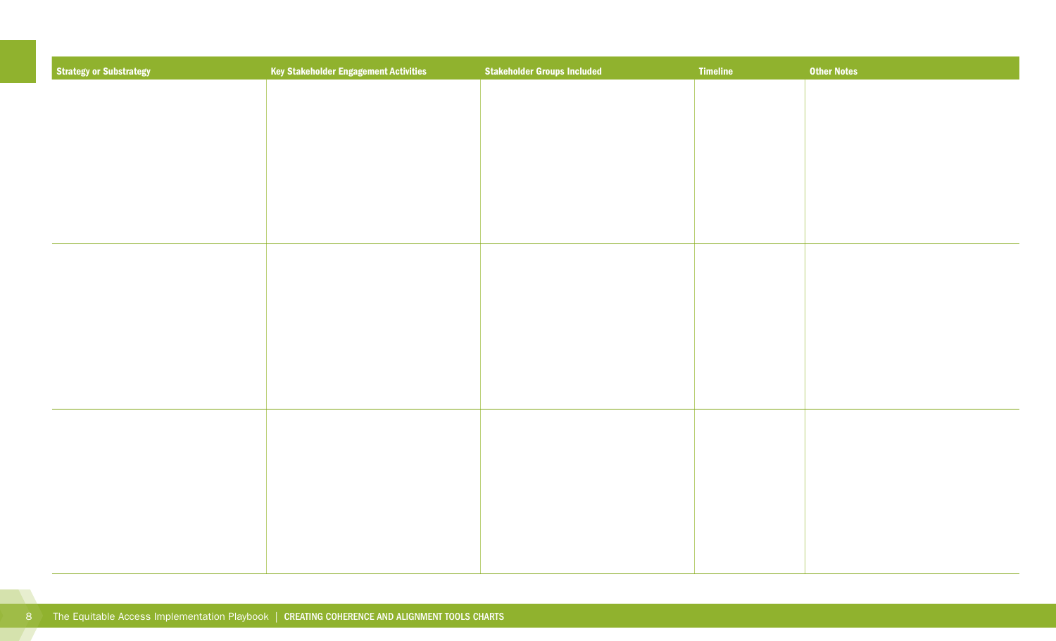| Strategy or Substrategy | Key Stakeholder Engagement Activities | Stakeholder Groups Included | Timeline | Other Notes |
| --- | --- | --- | --- | --- |
| | | | | |
| | | | | |
| | | | | |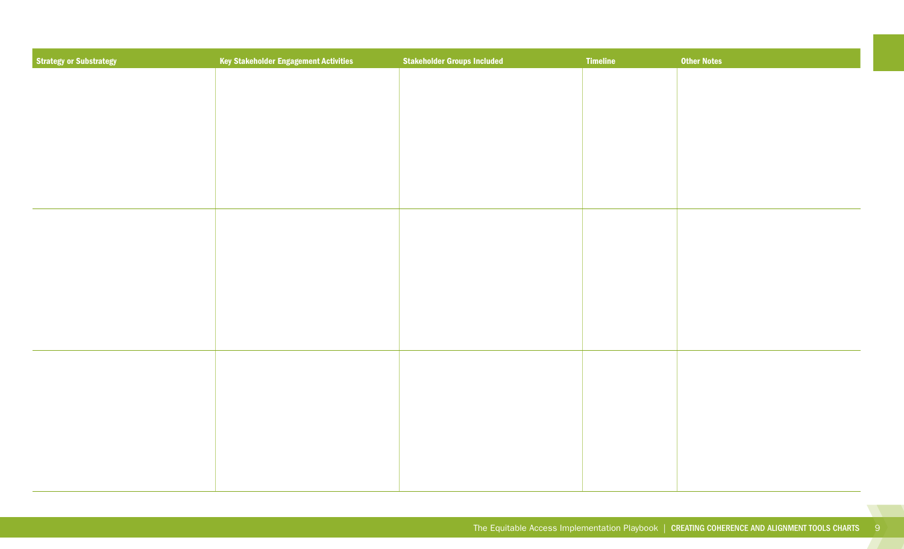| Strategy or Substrategy | Key Stakeholder Engagement Activities | Stakeholder Groups Included | Timeline | Other Notes |
| --- | --- | --- | --- | --- |
| | | | | |
| | | | | |
| | | | | |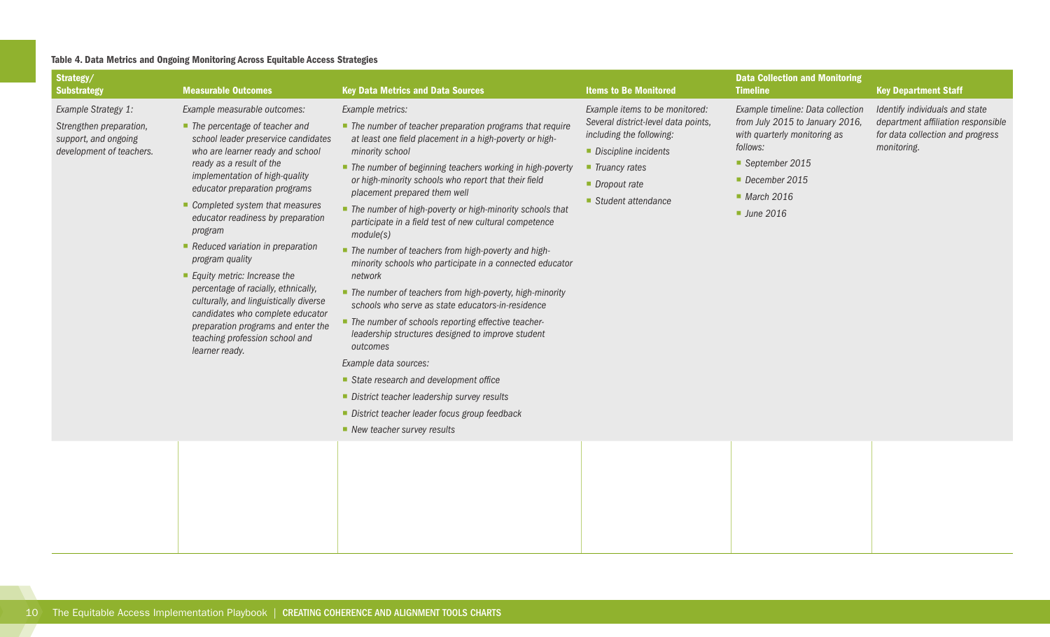**Table 4. Data Metrics and Ongoing Monitoring Across Equitable Access Strategies**

| Strategy/ Substrategy | Measurable Outcomes | Key Data Metrics and Data Sources | Items to Be Monitored | Data Collection and Monitoring Timeline | Key Department Staff |
|---|---|---|---|---|---|
| *Example Strategy 1:*<br>*Strengthen preparation, support, and ongoing development of teachers.* | *Example measurable outcomes:*<br>▪ *The percentage of teacher and school leader preservice candidates who are learner ready and school ready as a result of the implementation of high-quality educator preparation programs*<br>▪ *Completed system that measures educator readiness by preparation program*<br>▪ *Reduced variation in preparation program quality*<br>▪ *Equity metric: Increase the percentage of racially, ethnically, culturally, and linguistically diverse candidates who complete educator preparation programs and enter the teaching profession school and learner ready.* | *Example metrics:*<br>▪ *The number of teacher preparation programs that require at least one field placement in a high-poverty or high-minority school*<br>▪ *The number of beginning teachers working in high-poverty or high-minority schools who report that their field placement prepared them well*<br>▪ *The number of high-poverty or high-minority schools that participate in a field test of new cultural competence module(s)*<br>▪ *The number of teachers from high-poverty and high-minority schools who participate in a connected educator network*<br>▪ *The number of teachers from high-poverty, high-minority schools who serve as state educators-in-residence*<br>▪ *The number of schools reporting effective teacher-leadership structures designed to improve student outcomes*<br>*Example data sources:*<br>▪ *State research and development office*<br>▪ *District teacher leadership survey results*<br>▪ *District teacher leader focus group feedback*<br>▪ *New teacher survey results* | *Example items to be monitored: Several district-level data points, including the following:*<br>▪ *Discipline incidents*<br>▪ *Truancy rates*<br>▪ *Dropout rate*<br>▪ *Student attendance* | *Example timeline: Data collection from July 2015 to January 2016, with quarterly monitoring as follows:*<br>▪ *September 2015*<br>▪ *December 2015*<br>▪ *March 2016*<br>▪ *June 2016* | *Identify individuals and state department affiliation responsible for data collection and progress monitoring.* |
| | | | | | |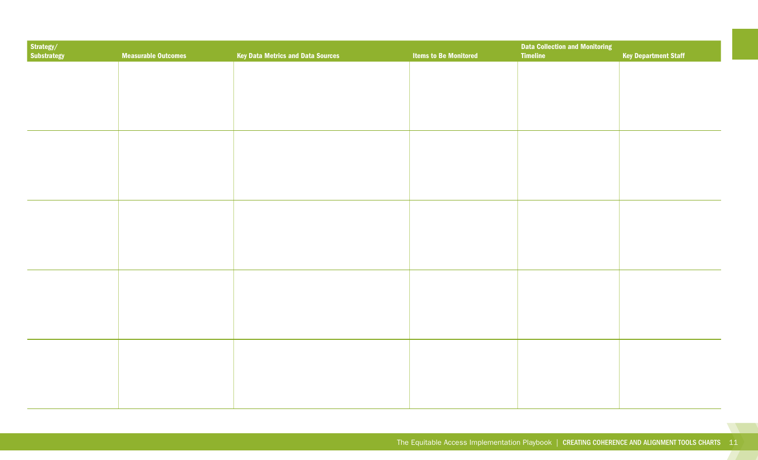| Strategy/ Substrategy | Measurable Outcomes | Key Data Metrics and Data Sources | Items to Be Monitored | Data Collection and Monitoring Timeline | Key Department Staff |
|---|---|---|---|---|---|
| | | | | | |
| | | | | | |
| | | | | | |
| | | | | | |
| | | | | | |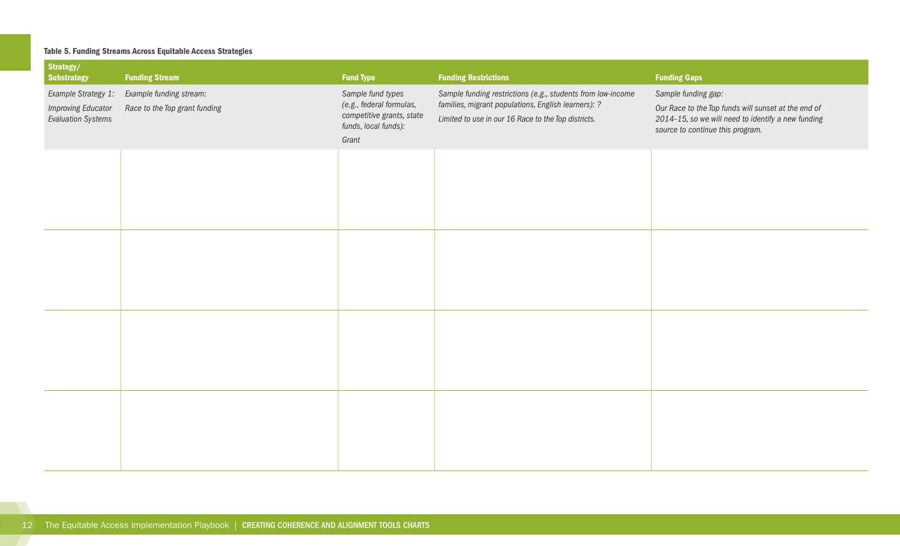**Table 5. Funding Streams Across Equitable Access Strategies**

| Strategy/ Substrategy | Funding Stream | Fund Type | Funding Restrictions | Funding Gaps |
|---|---|---|---|---|
| *Example Strategy 1: Improving Educator Evaluation Systems* | *Example funding stream: Race to the Top grant funding* | *Sample fund types (e.g., federal formulas, competitive grants, state funds, local funds): Grant* | *Sample funding restrictions (e.g., students from low-income families, migrant populations, English learners): ? Limited to use in our 16 Race to the Top districts.* | *Sample funding gap: Our Race to the Top funds will sunset at the end of 2014–15, so we will need to identify a new funding source to continue this program.* |
| | | | | |
| | | | | |
| | | | | |
| | | | | |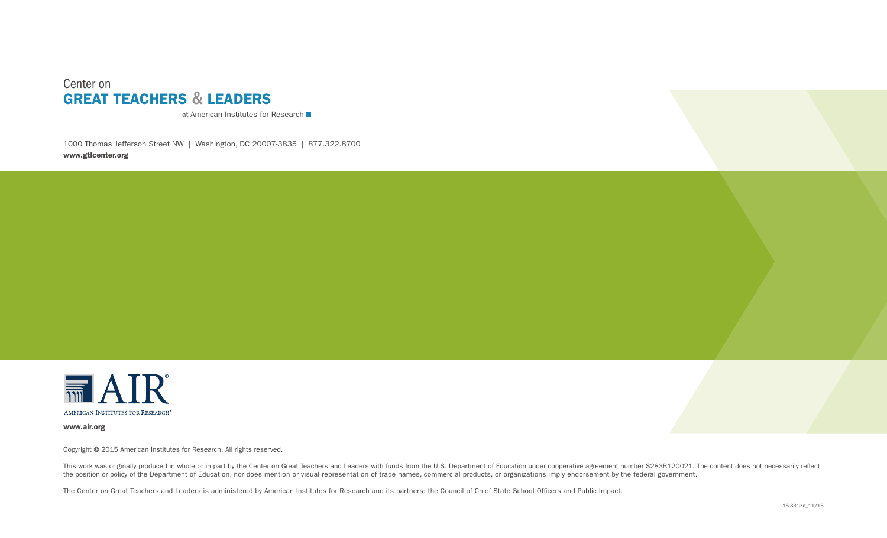Center on
**GREAT TEACHERS & LEADERS**
at American Institutes for Research

1000 Thomas Jefferson Street NW | Washington, DC 20007-3835 | 877.322.8700
**www.gtlcenter.org**

AIR
AMERICAN INSTITUTES FOR RESEARCH®

**www.air.org**

Copyright © 2015 American Institutes for Research. All rights reserved.

This work was originally produced in whole or in part by the Center on Great Teachers and Leaders with funds from the U.S. Department of Education under cooperative agreement number S283B120021. The content does not necessarily reflect the position or policy of the Department of Education, nor does mention or visual representation of trade names, commercial products, or organizations imply endorsement by the federal government.

The Center on Great Teachers and Leaders is administered by American Institutes for Research and its partners: the Council of Chief State School Officers and Public Impact.

15-3313d_11/15